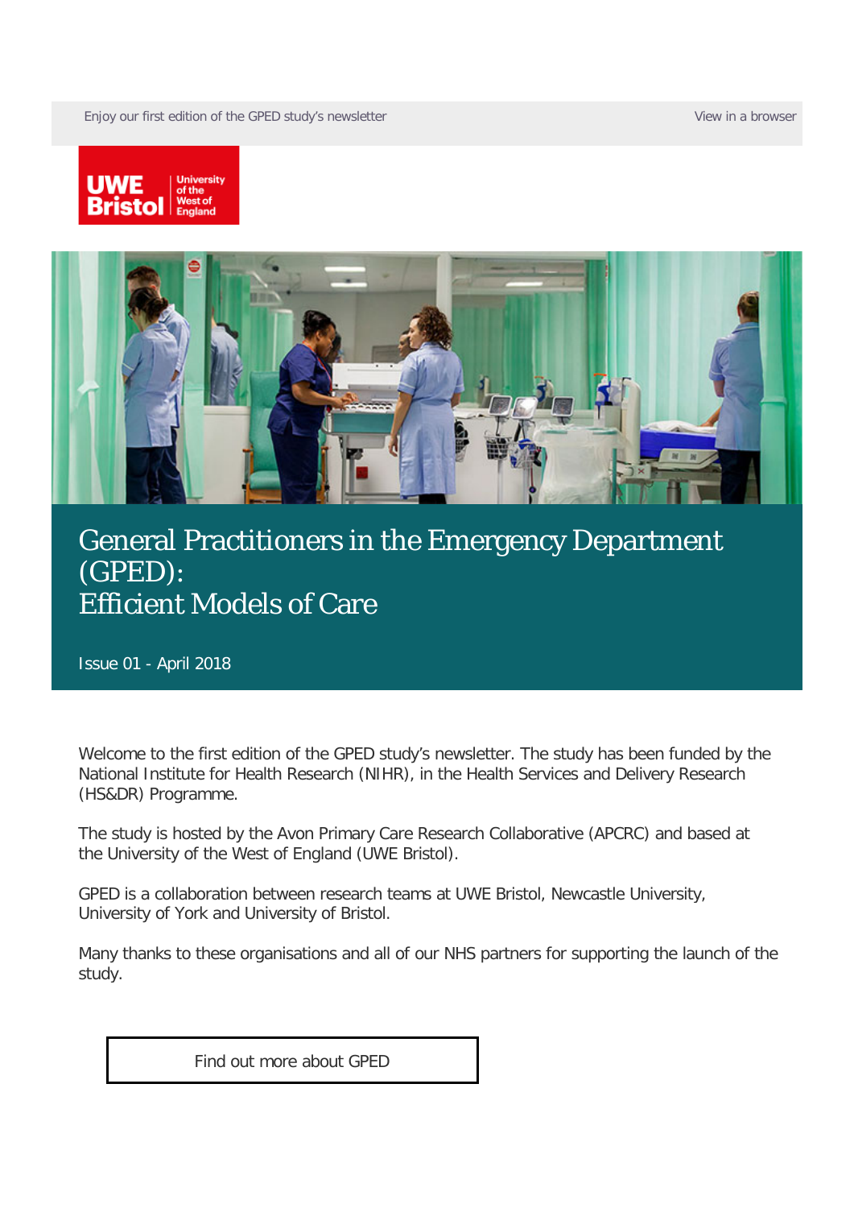Enjoy our first edition of the GPED study's newsletter

View in a browser

UWE Bristol | University of the West of England

# General Practitioners in the Emergency Department (GPED): Efficient Models of Care

Issue 01 - April 2018

Welcome to the first edition of the GPED study's newsletter. The study has been funded by the National Institute for Health Research (NIHR), in the Health Services and Delivery Research (HS&DR) Programme.

The study is hosted by the Avon Primary Care Research Collaborative (APCRC) and based at the University of the West of England (UWE Bristol).

GPED is a collaboration between research teams at UWE Bristol, Newcastle University, University of York and University of Bristol.

Many thanks to these organisations and all of our NHS partners for supporting the launch of the study.

Find out more about GPED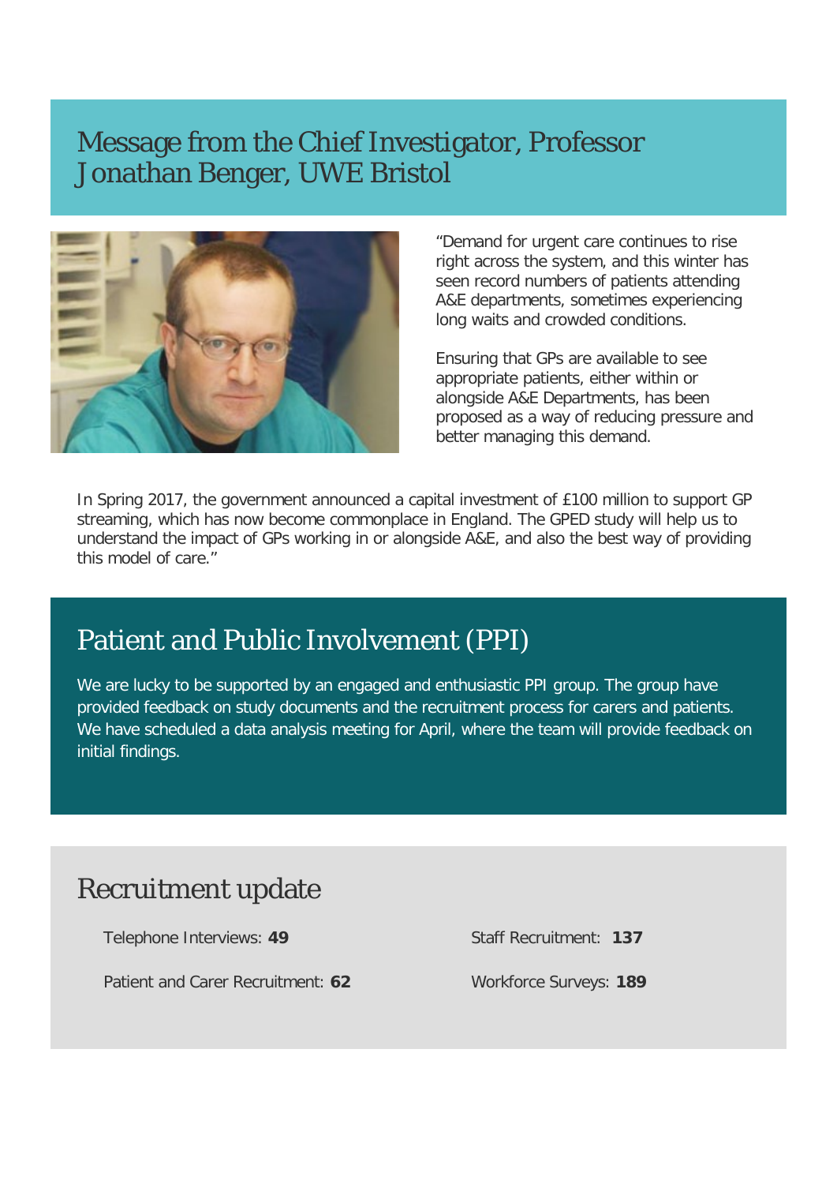## Message from the Chief Investigator, Professor Jonathan Benger, UWE Bristol

"Demand for urgent care continues to rise right across the system, and this winter has seen record numbers of patients attending A&E departments, sometimes experiencing long waits and crowded conditions.

Ensuring that GPs are available to see appropriate patients, either within or alongside A&E Departments, has been proposed as a way of reducing pressure and better managing this demand.

In Spring 2017, the government announced a capital investment of £100 million to support GP streaming, which has now become commonplace in England. The GPED study will help us to understand the impact of GPs working in or alongside A&E, and also the best way of providing this model of care."

## Patient and Public Involvement (PPI)

We are lucky to be supported by an engaged and enthusiastic PPI group. The group have provided feedback on study documents and the recruitment process for carers and patients. We have scheduled a data analysis meeting for April, where the team will provide feedback on initial findings.

## Recruitment update

Telephone Interviews: **49**

Patient and Carer Recruitment: **62**

Staff Recruitment: **137**

Workforce Surveys: **189**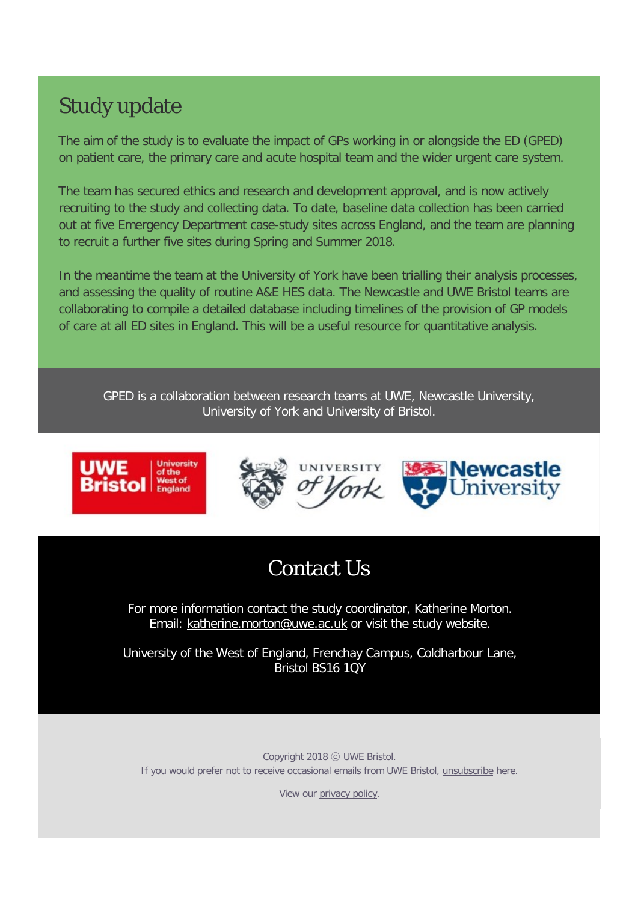## Study update

The aim of the study is to evaluate the impact of GPs working in or alongside the ED (GPED) on patient care, the primary care and acute hospital team and the wider urgent care system.

The team has secured ethics and research and development approval, and is now actively recruiting to the study and collecting data. To date, baseline data collection has been carried out at five Emergency Department case-study sites across England, and the team are planning to recruit a further five sites during Spring and Summer 2018.

In the meantime the team at the University of York have been trialling their analysis processes, and assessing the quality of routine A&E HES data. The Newcastle and UWE Bristol teams are collaborating to compile a detailed database including timelines of the provision of GP models of care at all ED sites in England. This will be a useful resource for quantitative analysis.

GPED is a collaboration between research teams at UWE, Newcastle University, University of York and University of Bristol.

UWE Bristol University of the West of England

University of York

Newcastle University

## Contact Us

For more information contact the study coordinator, Katherine Morton.
Email: katherine.morton@uwe.ac.uk or visit the study website.

University of the West of England, Frenchay Campus, Coldharbour Lane, Bristol BS16 1QY

Copyright 2018 © UWE Bristol.
If you would prefer not to receive occasional emails from UWE Bristol, unsubscribe here.

View our privacy policy.